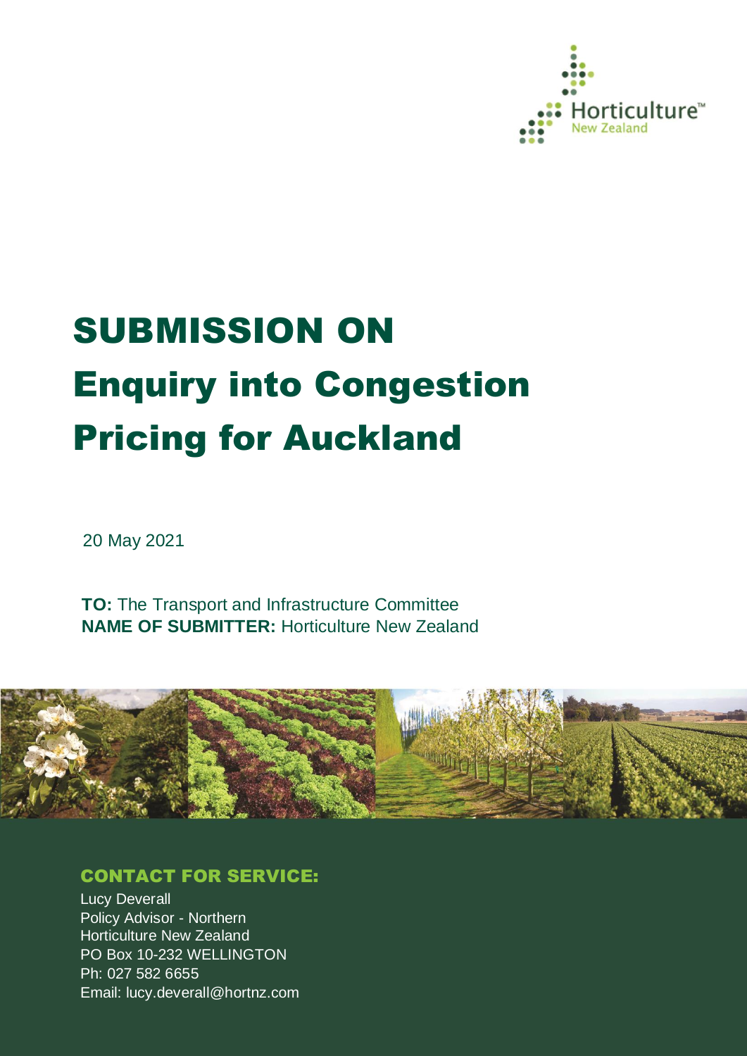Horticulture™ New Zealand

# SUBMISSION ON Enquiry into Congestion Pricing for Auckland

20 May 2021

**TO:** The Transport and Infrastructure Committee
**NAME OF SUBMITTER:** Horticulture New Zealand

## CONTACT FOR SERVICE:

Lucy Deverall
Policy Advisor - Northern
Horticulture New Zealand
PO Box 10-232 WELLINGTON
Ph: 027 582 6655
Email: lucy.deverall@hortnz.com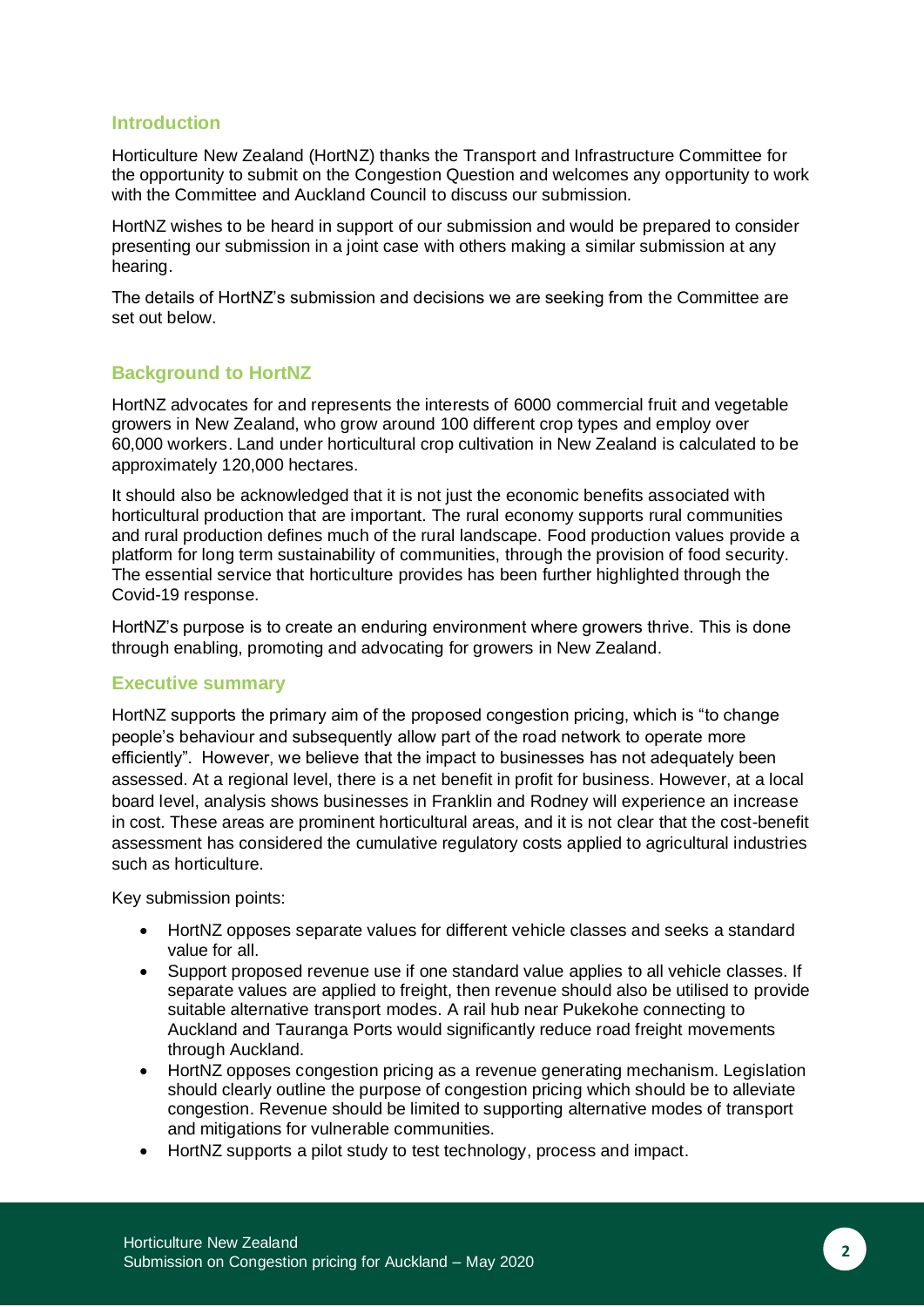## Introduction

Horticulture New Zealand (HortNZ) thanks the Transport and Infrastructure Committee for the opportunity to submit on the Congestion Question and welcomes any opportunity to work with the Committee and Auckland Council to discuss our submission.

HortNZ wishes to be heard in support of our submission and would be prepared to consider presenting our submission in a joint case with others making a similar submission at any hearing.

The details of HortNZ's submission and decisions we are seeking from the Committee are set out below.

## Background to HortNZ

HortNZ advocates for and represents the interests of 6000 commercial fruit and vegetable growers in New Zealand, who grow around 100 different crop types and employ over 60,000 workers. Land under horticultural crop cultivation in New Zealand is calculated to be approximately 120,000 hectares.

It should also be acknowledged that it is not just the economic benefits associated with horticultural production that are important. The rural economy supports rural communities and rural production defines much of the rural landscape. Food production values provide a platform for long term sustainability of communities, through the provision of food security. The essential service that horticulture provides has been further highlighted through the Covid-19 response.

HortNZ's purpose is to create an enduring environment where growers thrive. This is done through enabling, promoting and advocating for growers in New Zealand.

## Executive summary

HortNZ supports the primary aim of the proposed congestion pricing, which is "to change people's behaviour and subsequently allow part of the road network to operate more efficiently". However, we believe that the impact to businesses has not adequately been assessed. At a regional level, there is a net benefit in profit for business. However, at a local board level, analysis shows businesses in Franklin and Rodney will experience an increase in cost. These areas are prominent horticultural areas, and it is not clear that the cost-benefit assessment has considered the cumulative regulatory costs applied to agricultural industries such as horticulture.

Key submission points:

- HortNZ opposes separate values for different vehicle classes and seeks a standard value for all.
- Support proposed revenue use if one standard value applies to all vehicle classes. If separate values are applied to freight, then revenue should also be utilised to provide suitable alternative transport modes. A rail hub near Pukekohe connecting to Auckland and Tauranga Ports would significantly reduce road freight movements through Auckland.
- HortNZ opposes congestion pricing as a revenue generating mechanism. Legislation should clearly outline the purpose of congestion pricing which should be to alleviate congestion. Revenue should be limited to supporting alternative modes of transport and mitigations for vulnerable communities.
- HortNZ supports a pilot study to test technology, process and impact.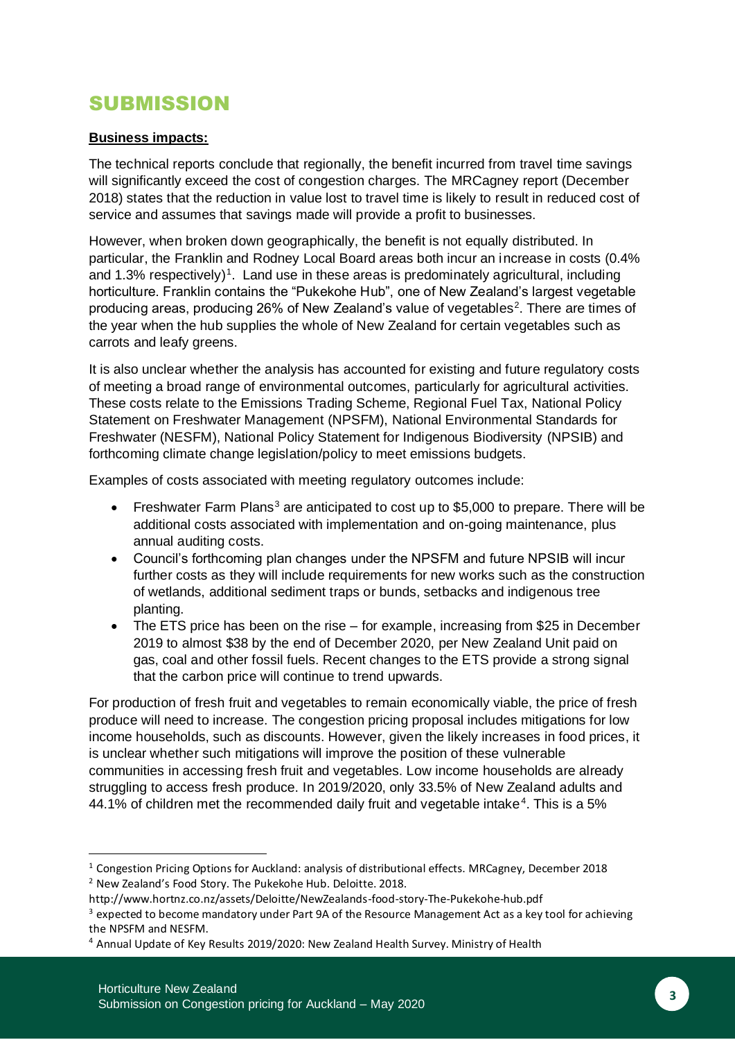# SUBMISSION

**Business impacts:**

The technical reports conclude that regionally, the benefit incurred from travel time savings will significantly exceed the cost of congestion charges. The MRCagney report (December 2018) states that the reduction in value lost to travel time is likely to result in reduced cost of service and assumes that savings made will provide a profit to businesses.

However, when broken down geographically, the benefit is not equally distributed. In particular, the Franklin and Rodney Local Board areas both incur an increase in costs (0.4% and 1.3% respectively)[1]. Land use in these areas is predominately agricultural, including horticulture. Franklin contains the "Pukekohe Hub", one of New Zealand's largest vegetable producing areas, producing 26% of New Zealand's value of vegetables[2]. There are times of the year when the hub supplies the whole of New Zealand for certain vegetables such as carrots and leafy greens.

It is also unclear whether the analysis has accounted for existing and future regulatory costs of meeting a broad range of environmental outcomes, particularly for agricultural activities. These costs relate to the Emissions Trading Scheme, Regional Fuel Tax, National Policy Statement on Freshwater Management (NPSFM), National Environmental Standards for Freshwater (NESFM), National Policy Statement for Indigenous Biodiversity (NPSIB) and forthcoming climate change legislation/policy to meet emissions budgets.

Examples of costs associated with meeting regulatory outcomes include:

- Freshwater Farm Plans[3] are anticipated to cost up to $5,000 to prepare. There will be additional costs associated with implementation and on-going maintenance, plus annual auditing costs.
- Council's forthcoming plan changes under the NPSFM and future NPSIB will incur further costs as they will include requirements for new works such as the construction of wetlands, additional sediment traps or bunds, setbacks and indigenous tree planting.
- The ETS price has been on the rise – for example, increasing from $25 in December 2019 to almost $38 by the end of December 2020, per New Zealand Unit paid on gas, coal and other fossil fuels. Recent changes to the ETS provide a strong signal that the carbon price will continue to trend upwards.

For production of fresh fruit and vegetables to remain economically viable, the price of fresh produce will need to increase. The congestion pricing proposal includes mitigations for low income households, such as discounts. However, given the likely increases in food prices, it is unclear whether such mitigations will improve the position of these vulnerable communities in accessing fresh fruit and vegetables. Low income households are already struggling to access fresh produce. In 2019/2020, only 33.5% of New Zealand adults and 44.1% of children met the recommended daily fruit and vegetable intake[4]. This is a 5%

---

[1] Congestion Pricing Options for Auckland: analysis of distributional effects. MRCagney, December 2018

[2] New Zealand's Food Story. The Pukekohe Hub. Deloitte. 2018. http://www.hortnz.co.nz/assets/Deloitte/NewZealands-food-story-The-Pukekohe-hub.pdf

[3] expected to become mandatory under Part 9A of the Resource Management Act as a key tool for achieving the NPSFM and NESFM.

[4] Annual Update of Key Results 2019/2020: New Zealand Health Survey. Ministry of Health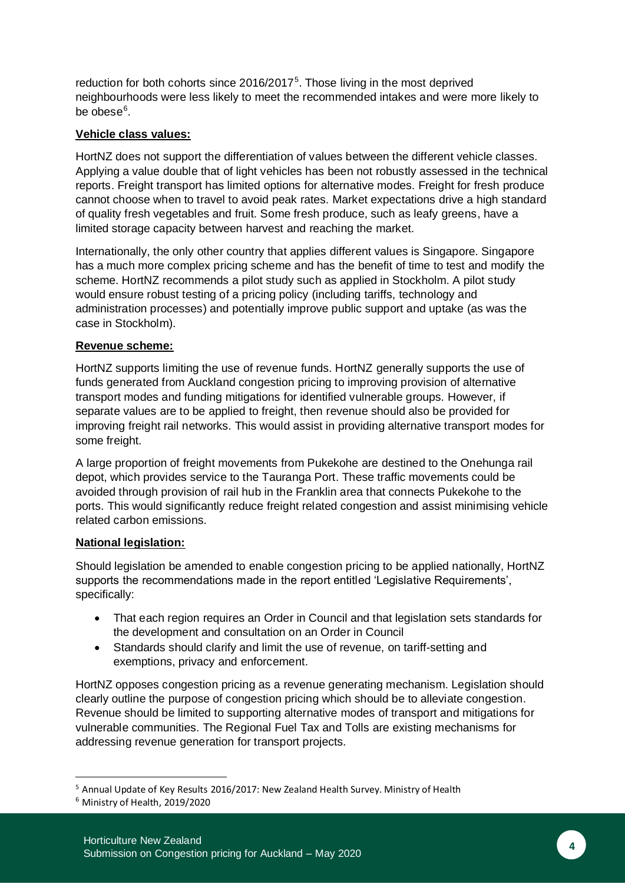reduction for both cohorts since 2016/2017[5]. Those living in the most deprived neighbourhoods were less likely to meet the recommended intakes and were more likely to be obese[6].

**Vehicle class values:**

HortNZ does not support the differentiation of values between the different vehicle classes. Applying a value double that of light vehicles has been not robustly assessed in the technical reports. Freight transport has limited options for alternative modes. Freight for fresh produce cannot choose when to travel to avoid peak rates. Market expectations drive a high standard of quality fresh vegetables and fruit. Some fresh produce, such as leafy greens, have a limited storage capacity between harvest and reaching the market.

Internationally, the only other country that applies different values is Singapore. Singapore has a much more complex pricing scheme and has the benefit of time to test and modify the scheme. HortNZ recommends a pilot study such as applied in Stockholm. A pilot study would ensure robust testing of a pricing policy (including tariffs, technology and administration processes) and potentially improve public support and uptake (as was the case in Stockholm).

**Revenue scheme:**

HortNZ supports limiting the use of revenue funds. HortNZ generally supports the use of funds generated from Auckland congestion pricing to improving provision of alternative transport modes and funding mitigations for identified vulnerable groups. However, if separate values are to be applied to freight, then revenue should also be provided for improving freight rail networks. This would assist in providing alternative transport modes for some freight.

A large proportion of freight movements from Pukekohe are destined to the Onehunga rail depot, which provides service to the Tauranga Port. These traffic movements could be avoided through provision of rail hub in the Franklin area that connects Pukekohe to the ports. This would significantly reduce freight related congestion and assist minimising vehicle related carbon emissions.

**National legislation:**

Should legislation be amended to enable congestion pricing to be applied nationally, HortNZ supports the recommendations made in the report entitled 'Legislative Requirements', specifically:

- That each region requires an Order in Council and that legislation sets standards for the development and consultation on an Order in Council
- Standards should clarify and limit the use of revenue, on tariff-setting and exemptions, privacy and enforcement.

HortNZ opposes congestion pricing as a revenue generating mechanism. Legislation should clearly outline the purpose of congestion pricing which should be to alleviate congestion. Revenue should be limited to supporting alternative modes of transport and mitigations for vulnerable communities. The Regional Fuel Tax and Tolls are existing mechanisms for addressing revenue generation for transport projects.

[5] Annual Update of Key Results 2016/2017: New Zealand Health Survey. Ministry of Health

[6] Ministry of Health, 2019/2020